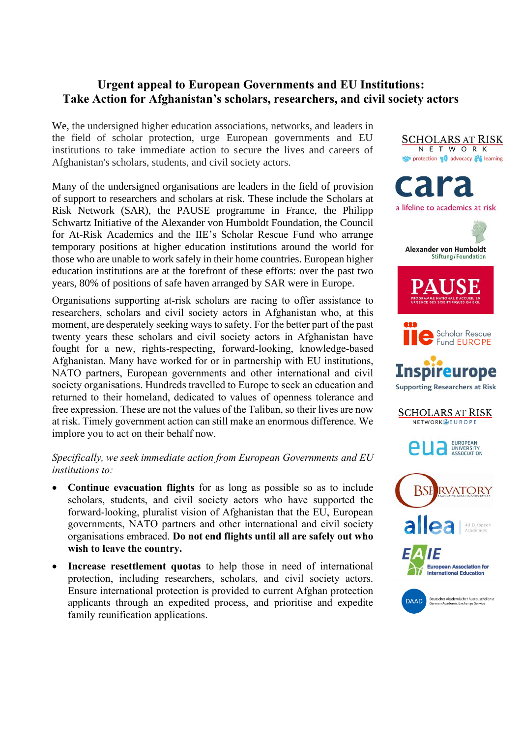# Urgent appeal to European Governments and EU Institutions: Take Action for Afghanistan's scholars, researchers, and civil society actors

We, the undersigned higher education associations, networks, and leaders in the field of scholar protection, urge European governments and EU institutions to take immediate action to secure the lives and careers of Afghanistan's scholars, students, and civil society actors.

Many of the undersigned organisations are leaders in the field of provision of support to researchers and scholars at risk. These include the Scholars at Risk Network (SAR), the PAUSE programme in France, the Philipp Schwartz Initiative of the Alexander von Humboldt Foundation, the Council for At-Risk Academics and the IIE's Scholar Rescue Fund who arrange temporary positions at higher education institutions around the world for those who are unable to work safely in their home countries. European higher education institutions are at the forefront of these efforts: over the past two years, 80% of positions of safe haven arranged by SAR were in Europe.

Organisations supporting at-risk scholars are racing to offer assistance to researchers, scholars and civil society actors in Afghanistan who, at this moment, are desperately seeking ways to safety. For the better part of the past twenty years these scholars and civil society actors in Afghanistan have fought for a new, rights-respecting, forward-looking, knowledge-based Afghanistan. Many have worked for or in partnership with EU institutions, NATO partners, European governments and other international and civil society organisations. Hundreds travelled to Europe to seek an education and returned to their homeland, dedicated to values of openness tolerance and free expression. These are not the values of the Taliban, so their lives are now at risk. Timely government action can still make an enormous difference. We implore you to act on their behalf now.

*Specifically, we seek immediate action from European Governments and EU institutions to:*

- **Continue evacuation flights** for as long as possible so as to include scholars, students, and civil society actors who have supported the forward-looking, pluralist vision of Afghanistan that the EU, European governments, NATO partners and other international and civil society organisations embraced. **Do not end flights until all are safely out who wish to leave the country.**
- **Increase resettlement quotas** to help those in need of international protection, including researchers, scholars, and civil society actors. Ensure international protection is provided to current Afghan protection applicants through an expedited process, and prioritise and expedite family reunification applications.

Scholars at Risk Network — protection, advocacy, learning

cara — a lifeline to academics at risk

Alexander von Humboldt Stiftung/Foundation

PAUSE — Programme national d'accueil en urgence des scientifiques en exil

IIE Scholar Rescue Fund Europe

Inspireurope — Supporting Researchers at Risk

Scholars at Risk Network Europe

EUA — European University Association

Observatory Magna Charta Universitatum

ALLEA — All European Academies

EAIE — European Association for International Education

DAAD — Deutscher Akademischer Austauschdienst / German Academic Exchange Service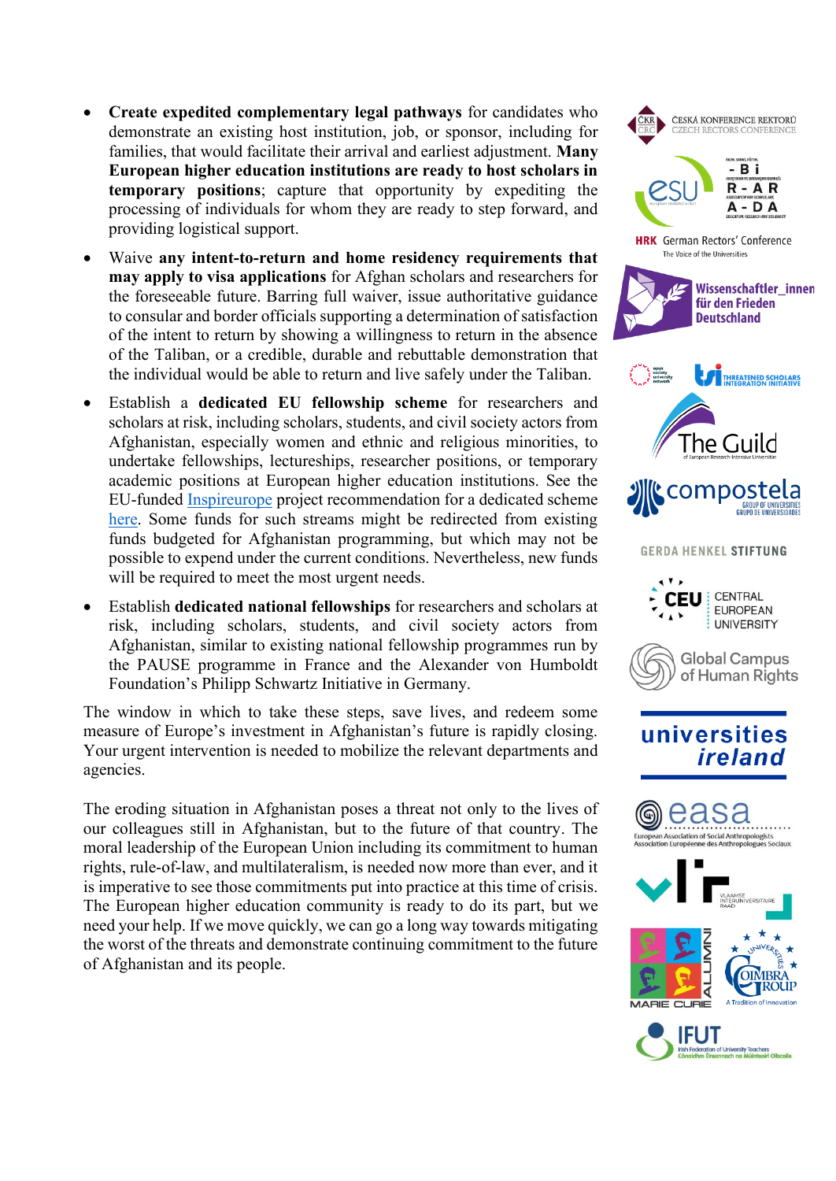- **Create expedited complementary legal pathways** for candidates who demonstrate an existing host institution, job, or sponsor, including for families, that would facilitate their arrival and earliest adjustment. **Many European higher education institutions are ready to host scholars in temporary positions**; capture that opportunity by expediting the processing of individuals for whom they are ready to step forward, and providing logistical support.
- Waive **any intent-to-return and home residency requirements that may apply to visa applications** for Afghan scholars and researchers for the foreseeable future. Barring full waiver, issue authoritative guidance to consular and border officials supporting a determination of satisfaction of the intent to return by showing a willingness to return in the absence of the Taliban, or a credible, durable and rebuttable demonstration that the individual would be able to return and live safely under the Taliban.
- Establish a **dedicated EU fellowship scheme** for researchers and scholars at risk, including scholars, students, and civil society actors from Afghanistan, especially women and ethnic and religious minorities, to undertake fellowships, lectureships, researcher positions, or temporary academic positions at European higher education institutions. See the EU-funded Inspireurope project recommendation for a dedicated scheme here. Some funds for such streams might be redirected from existing funds budgeted for Afghanistan programming, but which may not be possible to expend under the current conditions. Nevertheless, new funds will be required to meet the most urgent needs.
- Establish **dedicated national fellowships** for researchers and scholars at risk, including scholars, students, and civil society actors from Afghanistan, similar to existing national fellowship programmes run by the PAUSE programme in France and the Alexander von Humboldt Foundation's Philipp Schwartz Initiative in Germany.

The window in which to take these steps, save lives, and redeem some measure of Europe's investment in Afghanistan's future is rapidly closing. Your urgent intervention is needed to mobilize the relevant departments and agencies.

The eroding situation in Afghanistan poses a threat not only to the lives of our colleagues still in Afghanistan, but to the future of that country. The moral leadership of the European Union including its commitment to human rights, rule-of-law, and multilateralism, is needed now more than ever, and it is imperative to see those commitments put into practice at this time of crisis. The European higher education community is ready to do its part, but we need your help. If we move quickly, we can go a long way towards mitigating the worst of the threats and demonstrate continuing commitment to the future of Afghanistan and its people.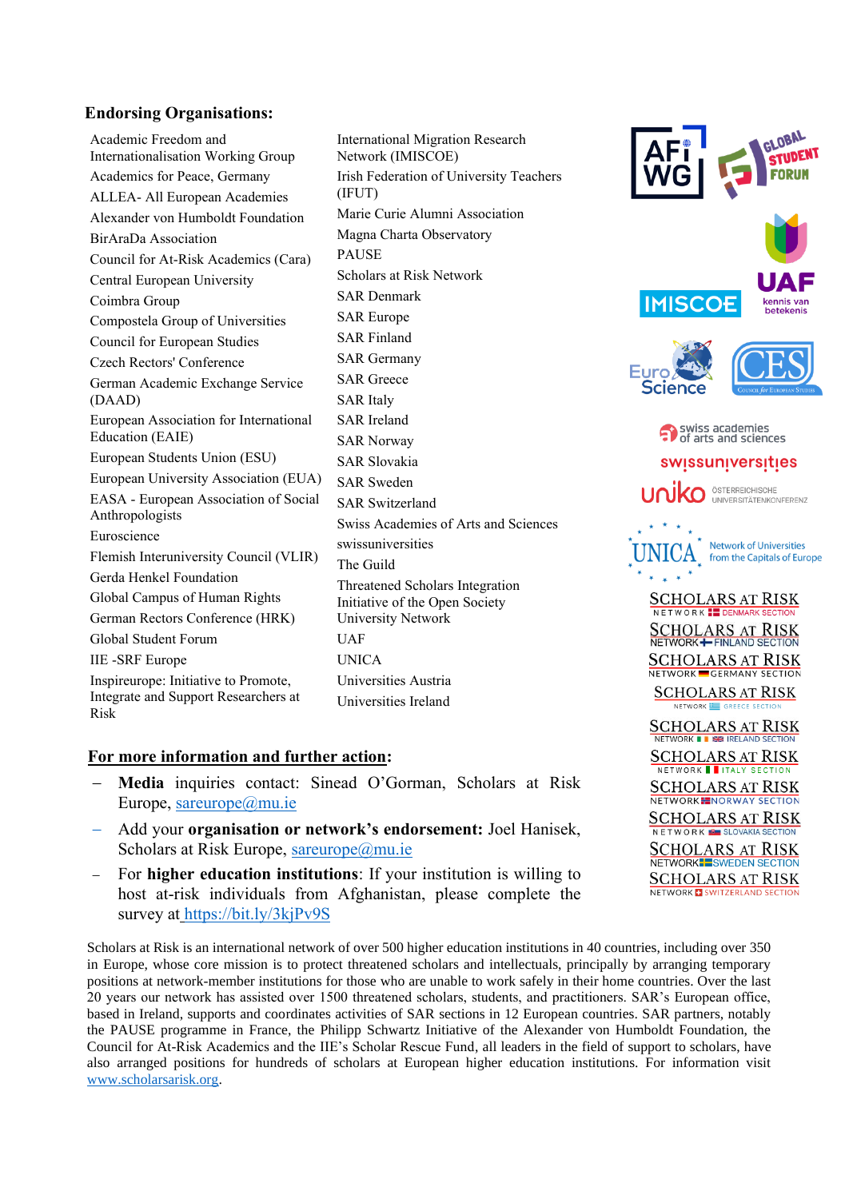## Endorsing Organisations:

- Academic Freedom and Internationalisation Working Group
- Academics for Peace, Germany
- ALLEA- All European Academies
- Alexander von Humboldt Foundation
- BirAraDa Association
- Council for At-Risk Academics (Cara)
- Central European University
- Coimbra Group
- Compostela Group of Universities
- Council for European Studies
- Czech Rectors' Conference
- German Academic Exchange Service (DAAD)
- European Association for International Education (EAIE)
- European Students Union (ESU)
- European University Association (EUA)
- EASA - European Association of Social Anthropologists
- Euroscience
- Flemish Interuniversity Council (VLIR)
- Gerda Henkel Foundation
- Global Campus of Human Rights
- German Rectors Conference (HRK)
- Global Student Forum
- IIE -SRF Europe
- Inspireurope: Initiative to Promote, Integrate and Support Researchers at Risk
- International Migration Research Network (IMISCOE)
- Irish Federation of University Teachers (IFUT)
- Marie Curie Alumni Association
- Magna Charta Observatory
- PAUSE
- Scholars at Risk Network
- SAR Denmark
- SAR Europe
- SAR Finland
- SAR Germany
- SAR Greece
- SAR Italy
- SAR Ireland
- SAR Norway
- SAR Slovakia
- SAR Sweden
- SAR Switzerland
- Swiss Academies of Arts and Sciences
- swissuniversities
- The Guild
- Threatened Scholars Integration Initiative of the Open Society University Network
- UAF
- UNICA
- Universities Austria
- Universities Ireland

## For more information and further action:

- **Media** inquiries contact: Sinead O'Gorman, Scholars at Risk Europe, sareurope@mu.ie
- Add your **organisation or network's endorsement:** Joel Hanisek, Scholars at Risk Europe, sareurope@mu.ie
- For **higher education institutions**: If your institution is willing to host at-risk individuals from Afghanistan, please complete the survey at https://bit.ly/3kjPv9S

Scholars at Risk is an international network of over 500 higher education institutions in 40 countries, including over 350 in Europe, whose core mission is to protect threatened scholars and intellectuals, principally by arranging temporary positions at network-member institutions for those who are unable to work safely in their home countries. Over the last 20 years our network has assisted over 1500 threatened scholars, students, and practitioners. SAR's European office, based in Ireland, supports and coordinates activities of SAR sections in 12 European countries. SAR partners, notably the PAUSE programme in France, the Philipp Schwartz Initiative of the Alexander von Humboldt Foundation, the Council for At-Risk Academics and the IIE's Scholar Rescue Fund, all leaders in the field of support to scholars, have also arranged positions for hundreds of scholars at European higher education institutions. For information visit www.scholarsarisk.org.